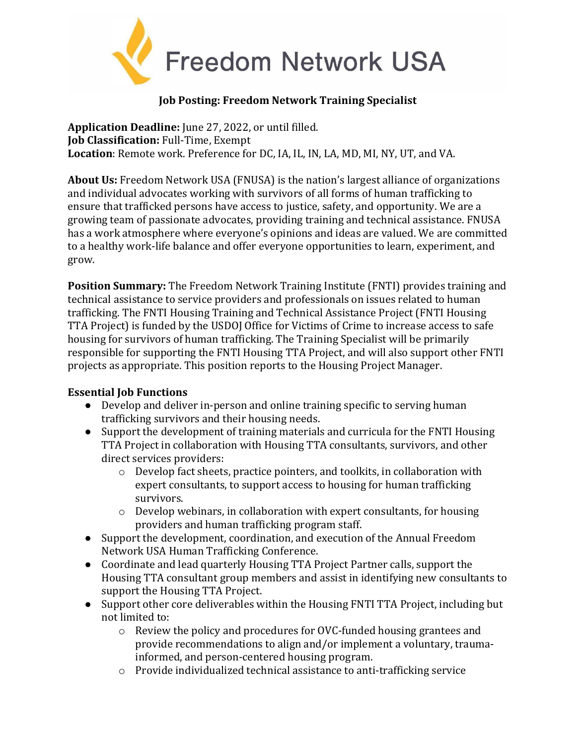# Freedom Network USA

**Job Posting: Freedom Network Training Specialist**

**Application Deadline:** June 27, 2022, or until filled.
**Job Classification:** Full-Time, Exempt
**Location**: Remote work. Preference for DC, IA, IL, IN, LA, MD, MI, NY, UT, and VA.

**About Us:** Freedom Network USA (FNUSA) is the nation's largest alliance of organizations and individual advocates working with survivors of all forms of human trafficking to ensure that trafficked persons have access to justice, safety, and opportunity. We are a growing team of passionate advocates, providing training and technical assistance. FNUSA has a work atmosphere where everyone's opinions and ideas are valued. We are committed to a healthy work-life balance and offer everyone opportunities to learn, experiment, and grow.

**Position Summary:** The Freedom Network Training Institute (FNTI) provides training and technical assistance to service providers and professionals on issues related to human trafficking. The FNTI Housing Training and Technical Assistance Project (FNTI Housing TTA Project) is funded by the USDOJ Office for Victims of Crime to increase access to safe housing for survivors of human trafficking. The Training Specialist will be primarily responsible for supporting the FNTI Housing TTA Project, and will also support other FNTI projects as appropriate. This position reports to the Housing Project Manager.

**Essential Job Functions**

- Develop and deliver in-person and online training specific to serving human trafficking survivors and their housing needs.
- Support the development of training materials and curricula for the FNTI Housing TTA Project in collaboration with Housing TTA consultants, survivors, and other direct services providers:
  - Develop fact sheets, practice pointers, and toolkits, in collaboration with expert consultants, to support access to housing for human trafficking survivors.
  - Develop webinars, in collaboration with expert consultants, for housing providers and human trafficking program staff.
- Support the development, coordination, and execution of the Annual Freedom Network USA Human Trafficking Conference.
- Coordinate and lead quarterly Housing TTA Project Partner calls, support the Housing TTA consultant group members and assist in identifying new consultants to support the Housing TTA Project.
- Support other core deliverables within the Housing FNTI TTA Project, including but not limited to:
  - Review the policy and procedures for OVC-funded housing grantees and provide recommendations to align and/or implement a voluntary, trauma-informed, and person-centered housing program.
  - Provide individualized technical assistance to anti-trafficking service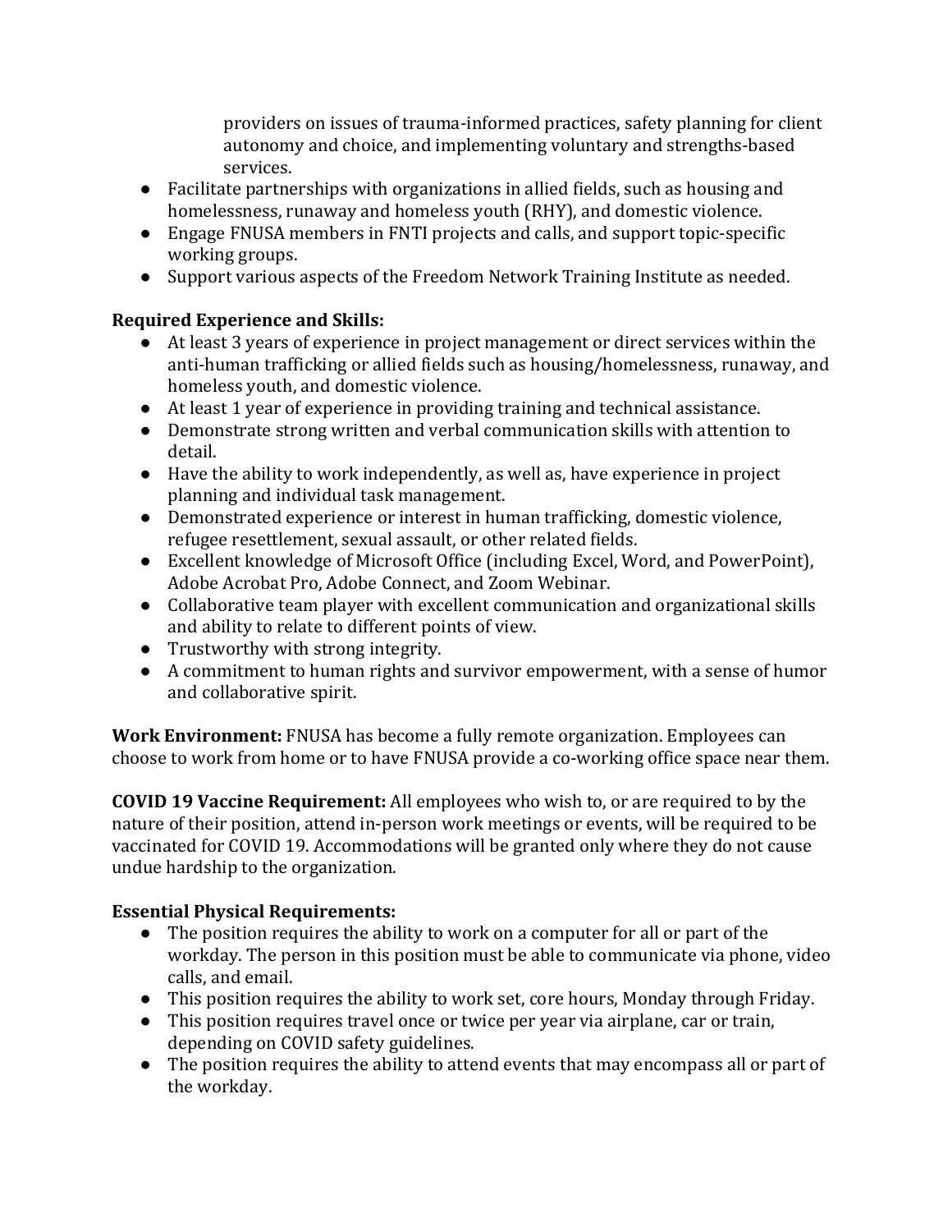providers on issues of trauma-informed practices, safety planning for client autonomy and choice, and implementing voluntary and strengths-based services.

- Facilitate partnerships with organizations in allied fields, such as housing and homelessness, runaway and homeless youth (RHY), and domestic violence.
- Engage FNUSA members in FNTI projects and calls, and support topic-specific working groups.
- Support various aspects of the Freedom Network Training Institute as needed.

**Required Experience and Skills:**

- At least 3 years of experience in project management or direct services within the anti-human trafficking or allied fields such as housing/homelessness, runaway, and homeless youth, and domestic violence.
- At least 1 year of experience in providing training and technical assistance.
- Demonstrate strong written and verbal communication skills with attention to detail.
- Have the ability to work independently, as well as, have experience in project planning and individual task management.
- Demonstrated experience or interest in human trafficking, domestic violence, refugee resettlement, sexual assault, or other related fields.
- Excellent knowledge of Microsoft Office (including Excel, Word, and PowerPoint), Adobe Acrobat Pro, Adobe Connect, and Zoom Webinar.
- Collaborative team player with excellent communication and organizational skills and ability to relate to different points of view.
- Trustworthy with strong integrity.
- A commitment to human rights and survivor empowerment, with a sense of humor and collaborative spirit.

**Work Environment:** FNUSA has become a fully remote organization. Employees can choose to work from home or to have FNUSA provide a co-working office space near them.

**COVID 19 Vaccine Requirement:** All employees who wish to, or are required to by the nature of their position, attend in-person work meetings or events, will be required to be vaccinated for COVID 19. Accommodations will be granted only where they do not cause undue hardship to the organization.

**Essential Physical Requirements:**

- The position requires the ability to work on a computer for all or part of the workday. The person in this position must be able to communicate via phone, video calls, and email.
- This position requires the ability to work set, core hours, Monday through Friday.
- This position requires travel once or twice per year via airplane, car or train, depending on COVID safety guidelines.
- The position requires the ability to attend events that may encompass all or part of the workday.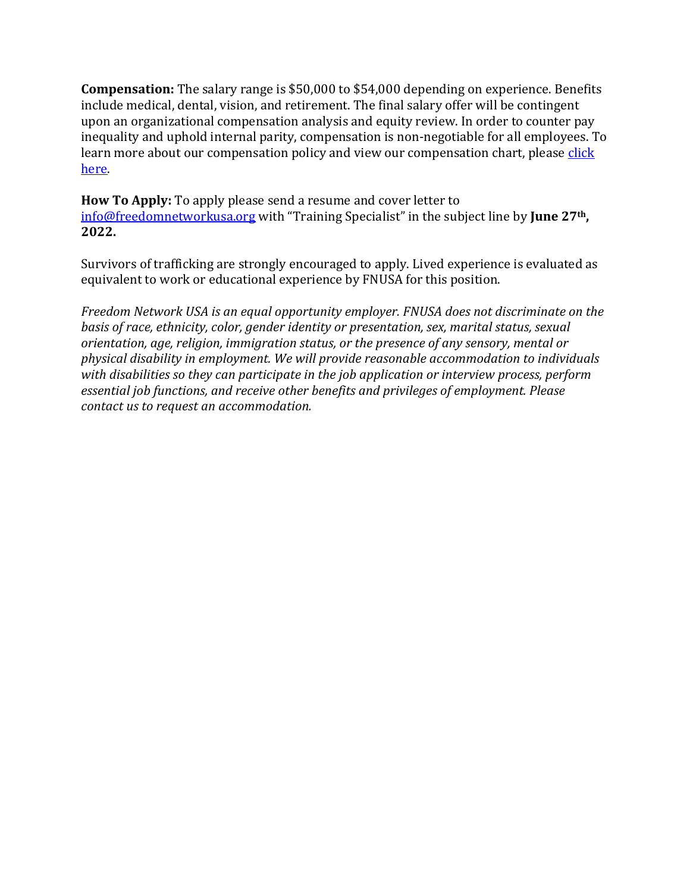**Compensation:** The salary range is $50,000 to $54,000 depending on experience. Benefits include medical, dental, vision, and retirement. The final salary offer will be contingent upon an organizational compensation analysis and equity review. In order to counter pay inequality and uphold internal parity, compensation is non-negotiable for all employees. To learn more about our compensation policy and view our compensation chart, please click here.

**How To Apply:** To apply please send a resume and cover letter to info@freedomnetworkusa.org with "Training Specialist" in the subject line by **June 27th, 2022.**

Survivors of trafficking are strongly encouraged to apply. Lived experience is evaluated as equivalent to work or educational experience by FNUSA for this position.

*Freedom Network USA is an equal opportunity employer. FNUSA does not discriminate on the basis of race, ethnicity, color, gender identity or presentation, sex, marital status, sexual orientation, age, religion, immigration status, or the presence of any sensory, mental or physical disability in employment. We will provide reasonable accommodation to individuals with disabilities so they can participate in the job application or interview process, perform essential job functions, and receive other benefits and privileges of employment. Please contact us to request an accommodation.*